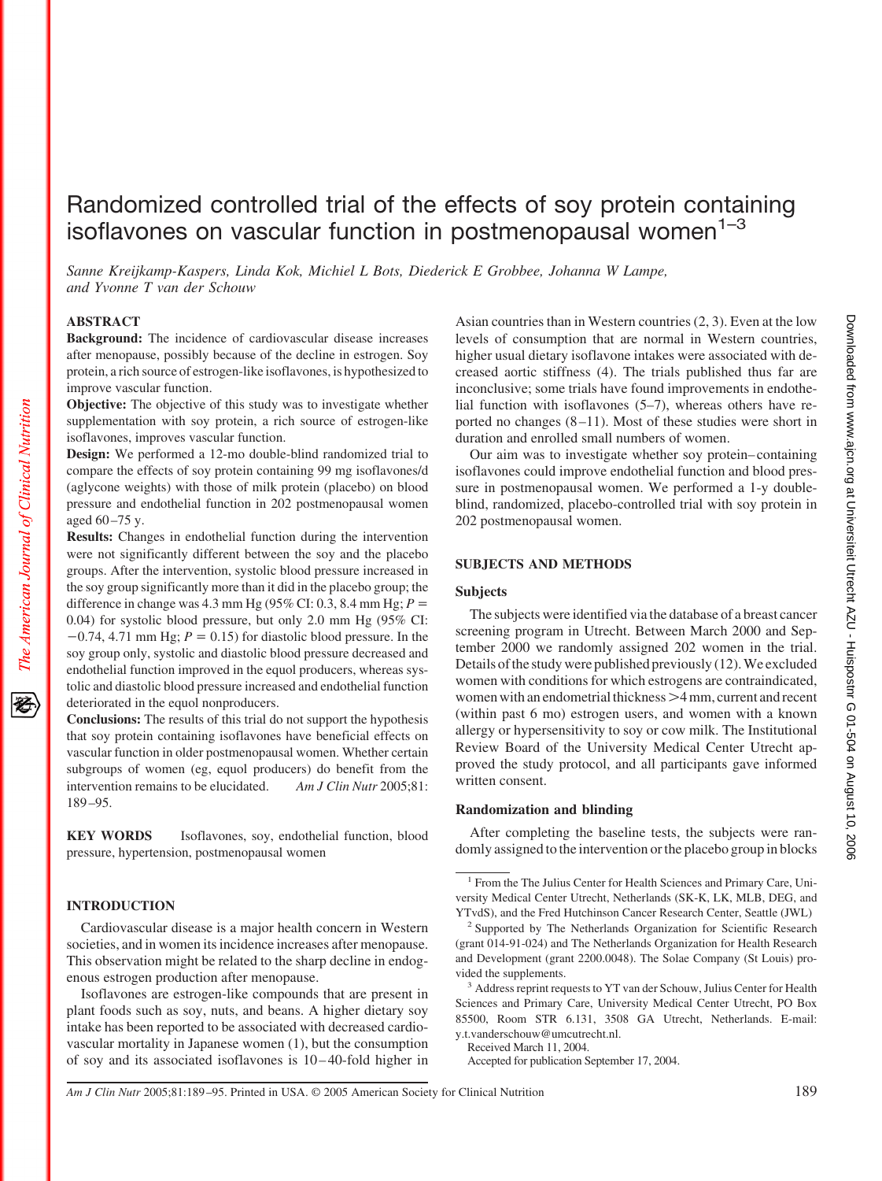# Randomized controlled trial of the effects of soy protein containing isoflavones on vascular function in postmenopausal women[1–3]

*Sanne Kreijkamp-Kaspers, Linda Kok, Michiel L Bots, Diederick E Grobbee, Johanna W Lampe, and Yvonne T van der Schouw*

## ABSTRACT

**Background:** The incidence of cardiovascular disease increases after menopause, possibly because of the decline in estrogen. Soy protein, a rich source of estrogen-like isoflavones, is hypothesized to improve vascular function.

**Objective:** The objective of this study was to investigate whether supplementation with soy protein, a rich source of estrogen-like isoflavones, improves vascular function.

**Design:** We performed a 12-mo double-blind randomized trial to compare the effects of soy protein containing 99 mg isoflavones/d (aglycone weights) with those of milk protein (placebo) on blood pressure and endothelial function in 202 postmenopausal women aged 60–75 y.

**Results:** Changes in endothelial function during the intervention were not significantly different between the soy and the placebo groups. After the intervention, systolic blood pressure increased in the soy group significantly more than it did in the placebo group; the difference in change was 4.3 mm Hg (95% CI: 0.3, 8.4 mm Hg; $P = 0.04$) for systolic blood pressure, but only 2.0 mm Hg (95% CI: −0.74, 4.71 mm Hg; $P = 0.15$) for diastolic blood pressure. In the soy group only, systolic and diastolic blood pressure decreased and endothelial function improved in the equol producers, whereas systolic and diastolic blood pressure increased and endothelial function deteriorated in the equol nonproducers.

**Conclusions:** The results of this trial do not support the hypothesis that soy protein containing isoflavones have beneficial effects on vascular function in older postmenopausal women. Whether certain subgroups of women (eg, equol producers) do benefit from the intervention remains to be elucidated. *Am J Clin Nutr* 2005;81:189–95.

**KEY WORDS** Isoflavones, soy, endothelial function, blood pressure, hypertension, postmenopausal women

## INTRODUCTION

Cardiovascular disease is a major health concern in Western societies, and in women its incidence increases after menopause. This observation might be related to the sharp decline in endogenous estrogen production after menopause.

Isoflavones are estrogen-like compounds that are present in plant foods such as soy, nuts, and beans. A higher dietary soy intake has been reported to be associated with decreased cardiovascular mortality in Japanese women (1), but the consumption of soy and its associated isoflavones is 10–40-fold higher in Asian countries than in Western countries (2, 3). Even at the low levels of consumption that are normal in Western countries, higher usual dietary isoflavone intakes were associated with decreased aortic stiffness (4). The trials published thus far are inconclusive; some trials have found improvements in endothelial function with isoflavones (5–7), whereas others have reported no changes (8–11). Most of these studies were short in duration and enrolled small numbers of women.

Our aim was to investigate whether soy protein–containing isoflavones could improve endothelial function and blood pressure in postmenopausal women. We performed a 1-y double-blind, randomized, placebo-controlled trial with soy protein in 202 postmenopausal women.

## SUBJECTS AND METHODS

### Subjects

The subjects were identified via the database of a breast cancer screening program in Utrecht. Between March 2000 and September 2000 we randomly assigned 202 women in the trial. Details of the study were published previously (12). We excluded women with conditions for which estrogens are contraindicated, women with an endometrial thickness >4 mm, current and recent (within past 6 mo) estrogen users, and women with a known allergy or hypersensitivity to soy or cow milk. The Institutional Review Board of the University Medical Center Utrecht approved the study protocol, and all participants gave informed written consent.

### Randomization and blinding

After completing the baseline tests, the subjects were randomly assigned to the intervention or the placebo group in blocks

---

[1] From the The Julius Center for Health Sciences and Primary Care, University Medical Center Utrecht, Netherlands (SK-K, LK, MLB, DEG, and YTvdS), and the Fred Hutchinson Cancer Research Center, Seattle (JWL)

[2] Supported by The Netherlands Organization for Scientific Research (grant 014-91-024) and The Netherlands Organization for Health Research and Development (grant 2200.0048). The Solae Company (St Louis) provided the supplements.

[3] Address reprint requests to YT van der Schouw, Julius Center for Health Sciences and Primary Care, University Medical Center Utrecht, PO Box 85500, Room STR 6.131, 3508 GA Utrecht, Netherlands. E-mail: y.t.vanderschouw@umcutrecht.nl.

Received March 11, 2004.

Accepted for publication September 17, 2004.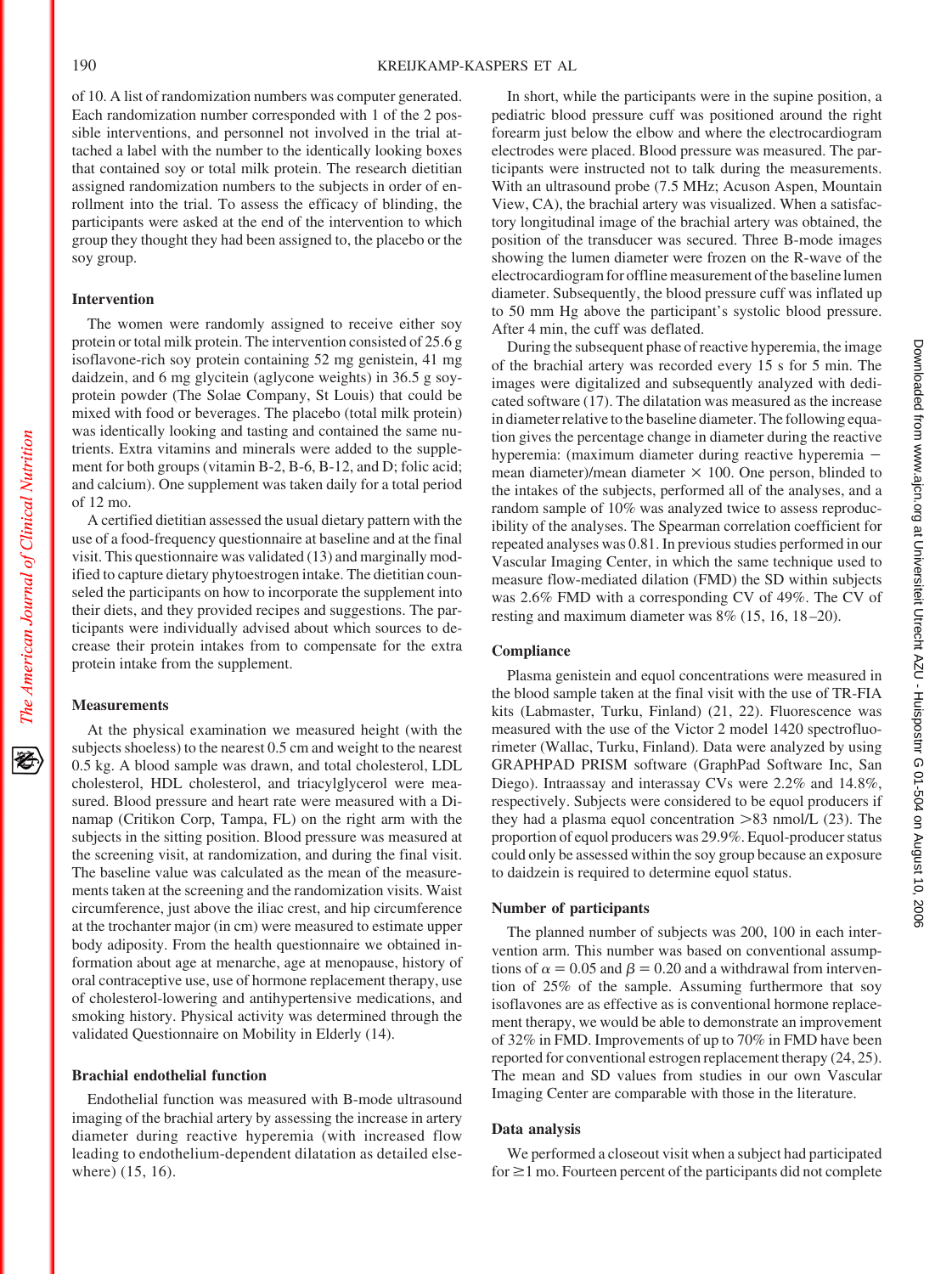of 10. A list of randomization numbers was computer generated. Each randomization number corresponded with 1 of the 2 possible interventions, and personnel not involved in the trial attached a label with the number to the identically looking boxes that contained soy or total milk protein. The research dietitian assigned randomization numbers to the subjects in order of enrollment into the trial. To assess the efficacy of blinding, the participants were asked at the end of the intervention to which group they thought they had been assigned to, the placebo or the soy group.

### Intervention

The women were randomly assigned to receive either soy protein or total milk protein. The intervention consisted of 25.6 g isoflavone-rich soy protein containing 52 mg genistein, 41 mg daidzein, and 6 mg glycitein (aglycone weights) in 36.5 g soy-protein powder (The Solae Company, St Louis) that could be mixed with food or beverages. The placebo (total milk protein) was identically looking and tasting and contained the same nutrients. Extra vitamins and minerals were added to the supplement for both groups (vitamin B-2, B-6, B-12, and D; folic acid; and calcium). One supplement was taken daily for a total period of 12 mo.

A certified dietitian assessed the usual dietary pattern with the use of a food-frequency questionnaire at baseline and at the final visit. This questionnaire was validated (13) and marginally modified to capture dietary phytoestrogen intake. The dietitian counseled the participants on how to incorporate the supplement into their diets, and they provided recipes and suggestions. The participants were individually advised about which sources to decrease their protein intakes from to compensate for the extra protein intake from the supplement.

### Measurements

At the physical examination we measured height (with the subjects shoeless) to the nearest 0.5 cm and weight to the nearest 0.5 kg. A blood sample was drawn, and total cholesterol, LDL cholesterol, HDL cholesterol, and triacylglycerol were measured. Blood pressure and heart rate were measured with a Dinamap (Critikon Corp, Tampa, FL) on the right arm with the subjects in the sitting position. Blood pressure was measured at the screening visit, at randomization, and during the final visit. The baseline value was calculated as the mean of the measurements taken at the screening and the randomization visits. Waist circumference, just above the iliac crest, and hip circumference at the trochanter major (in cm) were measured to estimate upper body adiposity. From the health questionnaire we obtained information about age at menarche, age at menopause, history of oral contraceptive use, use of hormone replacement therapy, use of cholesterol-lowering and antihypertensive medications, and smoking history. Physical activity was determined through the validated Questionnaire on Mobility in Elderly (14).

### Brachial endothelial function

Endothelial function was measured with B-mode ultrasound imaging of the brachial artery by assessing the increase in artery diameter during reactive hyperemia (with increased flow leading to endothelium-dependent dilatation as detailed elsewhere) (15, 16).

In short, while the participants were in the supine position, a pediatric blood pressure cuff was positioned around the right forearm just below the elbow and where the electrocardiogram electrodes were placed. Blood pressure was measured. The participants were instructed not to talk during the measurements. With an ultrasound probe (7.5 MHz; Acuson Aspen, Mountain View, CA), the brachial artery was visualized. When a satisfactory longitudinal image of the brachial artery was obtained, the position of the transducer was secured. Three B-mode images showing the lumen diameter were frozen on the R-wave of the electrocardiogram for offline measurement of the baseline lumen diameter. Subsequently, the blood pressure cuff was inflated up to 50 mm Hg above the participant's systolic blood pressure. After 4 min, the cuff was deflated.

During the subsequent phase of reactive hyperemia, the image of the brachial artery was recorded every 15 s for 5 min. The images were digitalized and subsequently analyzed with dedicated software (17). The dilatation was measured as the increase in diameter relative to the baseline diameter. The following equation gives the percentage change in diameter during the reactive hyperemia: (maximum diameter during reactive hyperemia − mean diameter)/mean diameter × 100. One person, blinded to the intakes of the subjects, performed all of the analyses, and a random sample of 10% was analyzed twice to assess reproducibility of the analyses. The Spearman correlation coefficient for repeated analyses was 0.81. In previous studies performed in our Vascular Imaging Center, in which the same technique used to measure flow-mediated dilation (FMD) the SD within subjects was 2.6% FMD with a corresponding CV of 49%. The CV of resting and maximum diameter was 8% (15, 16, 18–20).

### Compliance

Plasma genistein and equol concentrations were measured in the blood sample taken at the final visit with the use of TR-FIA kits (Labmaster, Turku, Finland) (21, 22). Fluorescence was measured with the use of the Victor 2 model 1420 spectrofluorimeter (Wallac, Turku, Finland). Data were analyzed by using GRAPHPAD PRISM software (GraphPad Software Inc, San Diego). Intraassay and interassay CVs were 2.2% and 14.8%, respectively. Subjects were considered to be equol producers if they had a plasma equol concentration >83 nmol/L (23). The proportion of equol producers was 29.9%. Equol-producer status could only be assessed within the soy group because an exposure to daidzein is required to determine equol status.

### Number of participants

The planned number of subjects was 200, 100 in each intervention arm. This number was based on conventional assumptions of $\alpha = 0.05$ and $\beta = 0.20$ and a withdrawal from intervention of 25% of the sample. Assuming furthermore that soy isoflavones are as effective as is conventional hormone replacement therapy, we would be able to demonstrate an improvement of 32% in FMD. Improvements of up to 70% in FMD have been reported for conventional estrogen replacement therapy (24, 25). The mean and SD values from studies in our own Vascular Imaging Center are comparable with those in the literature.

### Data analysis

We performed a closeout visit when a subject had participated for ≥1 mo. Fourteen percent of the participants did not complete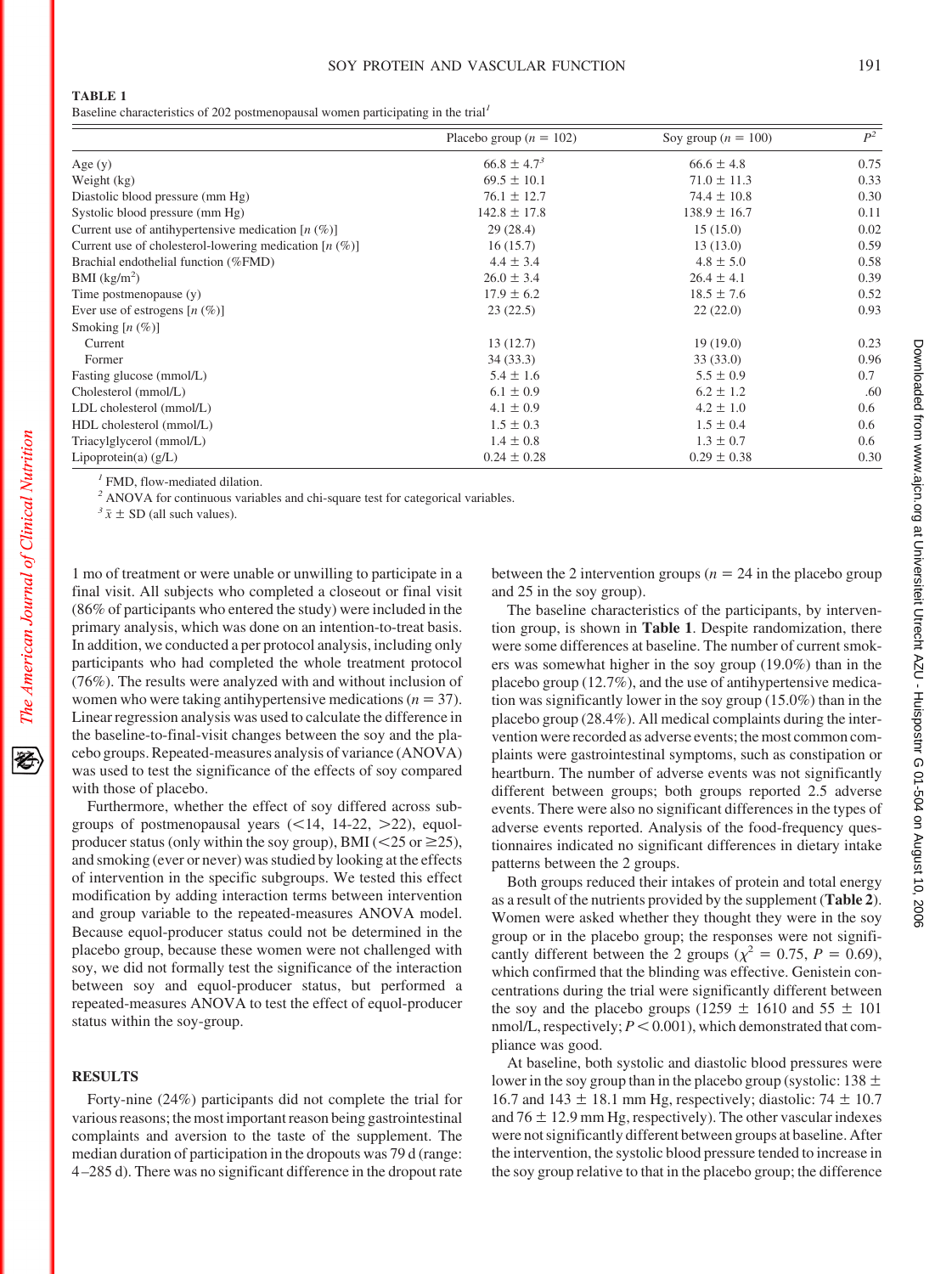**TABLE 1**

Baseline characteristics of 202 postmenopausal women participating in the trial[1]

| | Placebo group ($n$ = 102) | Soy group ($n$ = 100) | $P$[2] |
|---|---|---|---|
| Age (y) | 66.8 ± 4.7[3] | 66.6 ± 4.8 | 0.75 |
| Weight (kg) | 69.5 ± 10.1 | 71.0 ± 11.3 | 0.33 |
| Diastolic blood pressure (mm Hg) | 76.1 ± 12.7 | 74.4 ± 10.8 | 0.30 |
| Systolic blood pressure (mm Hg) | 142.8 ± 17.8 | 138.9 ± 16.7 | 0.11 |
| Current use of antihypertensive medication [n (%)] | 29 (28.4) | 15 (15.0) | 0.02 |
| Current use of cholesterol-lowering medication [n (%)] | 16 (15.7) | 13 (13.0) | 0.59 |
| Brachial endothelial function (%FMD) | 4.4 ± 3.4 | 4.8 ± 5.0 | 0.58 |
| BMI (kg/m$^2$) | 26.0 ± 3.4 | 26.4 ± 4.1 | 0.39 |
| Time postmenopause (y) | 17.9 ± 6.2 | 18.5 ± 7.6 | 0.52 |
| Ever use of estrogens [n (%)] | 23 (22.5) | 22 (22.0) | 0.93 |
| Smoking [n (%)] | | | |
| Current | 13 (12.7) | 19 (19.0) | 0.23 |
| Former | 34 (33.3) | 33 (33.0) | 0.96 |
| Fasting glucose (mmol/L) | 5.4 ± 1.6 | 5.5 ± 0.9 | 0.7 |
| Cholesterol (mmol/L) | 6.1 ± 0.9 | 6.2 ± 1.2 | .60 |
| LDL cholesterol (mmol/L) | 4.1 ± 0.9 | 4.2 ± 1.0 | 0.6 |
| HDL cholesterol (mmol/L) | 1.5 ± 0.3 | 1.5 ± 0.4 | 0.6 |
| Triacylglycerol (mmol/L) | 1.4 ± 0.8 | 1.3 ± 0.7 | 0.6 |
| Lipoprotein(a) (g/L) | 0.24 ± 0.28 | 0.29 ± 0.38 | 0.30 |

[1] FMD, flow-mediated dilation.

[2] ANOVA for continuous variables and chi-square test for categorical variables.

[3] $\bar{x}$ ± SD (all such values).

1 mo of treatment or were unable or unwilling to participate in a final visit. All subjects who completed a closeout or final visit (86% of participants who entered the study) were included in the primary analysis, which was done on an intention-to-treat basis. In addition, we conducted a per protocol analysis, including only participants who had completed the whole treatment protocol (76%). The results were analyzed with and without inclusion of women who were taking antihypertensive medications ($n$ = 37). Linear regression analysis was used to calculate the difference in the baseline-to-final-visit changes between the soy and the placebo groups. Repeated-measures analysis of variance (ANOVA) was used to test the significance of the effects of soy compared with those of placebo.

Furthermore, whether the effect of soy differed across subgroups of postmenopausal years (<14, 14-22, >22), equol-producer status (only within the soy group), BMI (<25 or ≥25), and smoking (ever or never) was studied by looking at the effects of intervention in the specific subgroups. We tested this effect modification by adding interaction terms between intervention and group variable to the repeated-measures ANOVA model. Because equol-producer status could not be determined in the placebo group, because these women were not challenged with soy, we did not formally test the significance of the interaction between soy and equol-producer status, but performed a repeated-measures ANOVA to test the effect of equol-producer status within the soy-group.

## RESULTS

Forty-nine (24%) participants did not complete the trial for various reasons; the most important reason being gastrointestinal complaints and aversion to the taste of the supplement. The median duration of participation in the dropouts was 79 d (range: 4–285 d). There was no significant difference in the dropout rate between the 2 intervention groups ($n$ = 24 in the placebo group and 25 in the soy group).

The baseline characteristics of the participants, by intervention group, is shown in **Table 1**. Despite randomization, there were some differences at baseline. The number of current smokers was somewhat higher in the soy group (19.0%) than in the placebo group (12.7%), and the use of antihypertensive medication was significantly lower in the soy group (15.0%) than in the placebo group (28.4%). All medical complaints during the intervention were recorded as adverse events; the most common complaints were gastrointestinal symptoms, such as constipation or heartburn. The number of adverse events was not significantly different between groups; both groups reported 2.5 adverse events. There were also no significant differences in the types of adverse events reported. Analysis of the food-frequency questionnaires indicated no significant differences in dietary intake patterns between the 2 groups.

Both groups reduced their intakes of protein and total energy as a result of the nutrients provided by the supplement (**Table 2**). Women were asked whether they thought they were in the soy group or in the placebo group; the responses were not significantly different between the 2 groups ($\chi^2$ = 0.75, $P$ = 0.69), which confirmed that the blinding was effective. Genistein concentrations during the trial were significantly different between the soy and the placebo groups (1259 ± 1610 and 55 ± 101 nmol/L, respectively; $P$ < 0.001), which demonstrated that compliance was good.

At baseline, both systolic and diastolic blood pressures were lower in the soy group than in the placebo group (systolic: 138 ± 16.7 and 143 ± 18.1 mm Hg, respectively; diastolic: 74 ± 10.7 and 76 ± 12.9 mm Hg, respectively). The other vascular indexes were not significantly different between groups at baseline. After the intervention, the systolic blood pressure tended to increase in the soy group relative to that in the placebo group; the difference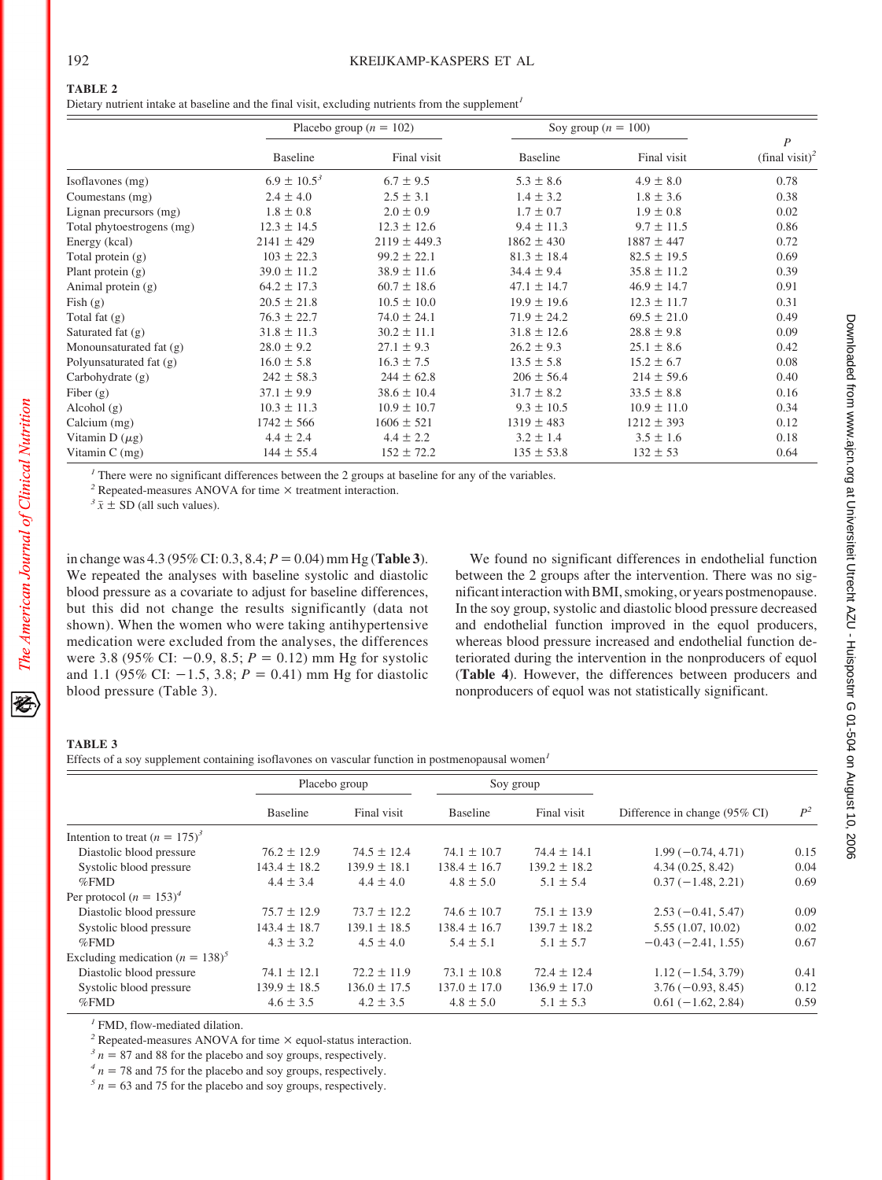**TABLE 2**
Dietary nutrient intake at baseline and the final visit, excluding nutrients from the supplement[1]

| | Placebo group ($n$ = 102) | | Soy group ($n$ = 100) | | |
|---|---|---|---|---|---|
| | Baseline | Final visit | Baseline | Final visit | $P$ (final visit)[2] |
| Isoflavones (mg) | 6.9 ± 10.5[3] | 6.7 ± 9.5 | 5.3 ± 8.6 | 4.9 ± 8.0 | 0.78 |
| Coumestans (mg) | 2.4 ± 4.0 | 2.5 ± 3.1 | 1.4 ± 3.2 | 1.8 ± 3.6 | 0.38 |
| Lignan precursors (mg) | 1.8 ± 0.8 | 2.0 ± 0.9 | 1.7 ± 0.7 | 1.9 ± 0.8 | 0.02 |
| Total phytoestrogens (mg) | 12.3 ± 14.5 | 12.3 ± 12.6 | 9.4 ± 11.3 | 9.7 ± 11.5 | 0.86 |
| Energy (kcal) | 2141 ± 429 | 2119 ± 449.3 | 1862 ± 430 | 1887 ± 447 | 0.72 |
| Total protein (g) | 103 ± 22.3 | 99.2 ± 22.1 | 81.3 ± 18.4 | 82.5 ± 19.5 | 0.69 |
| Plant protein (g) | 39.0 ± 11.2 | 38.9 ± 11.6 | 34.4 ± 9.4 | 35.8 ± 11.2 | 0.39 |
| Animal protein (g) | 64.2 ± 17.3 | 60.7 ± 18.6 | 47.1 ± 14.7 | 46.9 ± 14.7 | 0.91 |
| Fish (g) | 20.5 ± 21.8 | 10.5 ± 10.0 | 19.9 ± 19.6 | 12.3 ± 11.7 | 0.31 |
| Total fat (g) | 76.3 ± 22.7 | 74.0 ± 24.1 | 71.9 ± 24.2 | 69.5 ± 21.0 | 0.49 |
| Saturated fat (g) | 31.8 ± 11.3 | 30.2 ± 11.1 | 31.8 ± 12.6 | 28.8 ± 9.8 | 0.09 |
| Monounsaturated fat (g) | 28.0 ± 9.2 | 27.1 ± 9.3 | 26.2 ± 9.3 | 25.1 ± 8.6 | 0.42 |
| Polyunsaturated fat (g) | 16.0 ± 5.8 | 16.3 ± 7.5 | 13.5 ± 5.8 | 15.2 ± 6.7 | 0.08 |
| Carbohydrate (g) | 242 ± 58.3 | 244 ± 62.8 | 206 ± 56.4 | 214 ± 59.6 | 0.40 |
| Fiber (g) | 37.1 ± 9.9 | 38.6 ± 10.4 | 31.7 ± 8.2 | 33.5 ± 8.8 | 0.16 |
| Alcohol (g) | 10.3 ± 11.3 | 10.9 ± 10.7 | 9.3 ± 10.5 | 10.9 ± 11.0 | 0.34 |
| Calcium (mg) | 1742 ± 566 | 1606 ± 521 | 1319 ± 483 | 1212 ± 393 | 0.12 |
| Vitamin D (μg) | 4.4 ± 2.4 | 4.4 ± 2.2 | 3.2 ± 1.4 | 3.5 ± 1.6 | 0.18 |
| Vitamin C (mg) | 144 ± 55.4 | 152 ± 72.2 | 135 ± 53.8 | 132 ± 53 | 0.64 |

[1] There were no significant differences between the 2 groups at baseline for any of the variables.
[2] Repeated-measures ANOVA for time × treatment interaction.
[3] $\bar{x}$ ± SD (all such values).

in change was 4.3 (95% CI: 0.3, 8.4; $P$ = 0.04) mm Hg (**Table 3**). We repeated the analyses with baseline systolic and diastolic blood pressure as a covariate to adjust for baseline differences, but this did not change the results significantly (data not shown). When the women who were taking antihypertensive medication were excluded from the analyses, the differences were 3.8 (95% CI: −0.9, 8.5; $P$ = 0.12) mm Hg for systolic and 1.1 (95% CI: −1.5, 3.8; $P$ = 0.41) mm Hg for diastolic blood pressure (Table 3).

We found no significant differences in endothelial function between the 2 groups after the intervention. There was no significant interaction with BMI, smoking, or years postmenopause. In the soy group, systolic and diastolic blood pressure decreased and endothelial function improved in the equol producers, whereas blood pressure increased and endothelial function deteriorated during the intervention in the nonproducers of equol (**Table 4**). However, the differences between producers and nonproducers of equol was not statistically significant.

**TABLE 3**
Effects of a soy supplement containing isoflavones on vascular function in postmenopausal women[1]

| | Placebo group | | Soy group | | | |
|---|---|---|---|---|---|---|
| | Baseline | Final visit | Baseline | Final visit | Difference in change (95% CI) | $P$[2] |
| Intention to treat ($n$ = 175)[3] | | | | | | |
| Diastolic blood pressure | 76.2 ± 12.9 | 74.5 ± 12.4 | 74.1 ± 10.7 | 74.4 ± 14.1 | 1.99 (−0.74, 4.71) | 0.15 |
| Systolic blood pressure | 143.4 ± 18.2 | 139.9 ± 18.1 | 138.4 ± 16.7 | 139.2 ± 18.2 | 4.34 (0.25, 8.42) | 0.04 |
| %FMD | 4.4 ± 3.4 | 4.4 ± 4.0 | 4.8 ± 5.0 | 5.1 ± 5.4 | 0.37 (−1.48, 2.21) | 0.69 |
| Per protocol ($n$ = 153)[4] | | | | | | |
| Diastolic blood pressure | 75.7 ± 12.9 | 73.7 ± 12.2 | 74.6 ± 10.7 | 75.1 ± 13.9 | 2.53 (−0.41, 5.47) | 0.09 |
| Systolic blood pressure | 143.4 ± 18.7 | 139.1 ± 18.5 | 138.4 ± 16.7 | 139.7 ± 18.2 | 5.55 (1.07, 10.02) | 0.02 |
| %FMD | 4.3 ± 3.2 | 4.5 ± 4.0 | 5.4 ± 5.1 | 5.1 ± 5.7 | −0.43 (−2.41, 1.55) | 0.67 |
| Excluding medication ($n$ = 138)[5] | | | | | | |
| Diastolic blood pressure | 74.1 ± 12.1 | 72.2 ± 11.9 | 73.1 ± 10.8 | 72.4 ± 12.4 | 1.12 (−1.54, 3.79) | 0.41 |
| Systolic blood pressure | 139.9 ± 18.5 | 136.0 ± 17.5 | 137.0 ± 17.0 | 136.9 ± 17.0 | 3.76 (−0.93, 8.45) | 0.12 |
| %FMD | 4.6 ± 3.5 | 4.2 ± 3.5 | 4.8 ± 5.0 | 5.1 ± 5.3 | 0.61 (−1.62, 2.84) | 0.59 |

[1] FMD, flow-mediated dilation.
[2] Repeated-measures ANOVA for time × equol-status interaction.
[3] $n$ = 87 and 88 for the placebo and soy groups, respectively.
[4] $n$ = 78 and 75 for the placebo and soy groups, respectively.
[5] $n$ = 63 and 75 for the placebo and soy groups, respectively.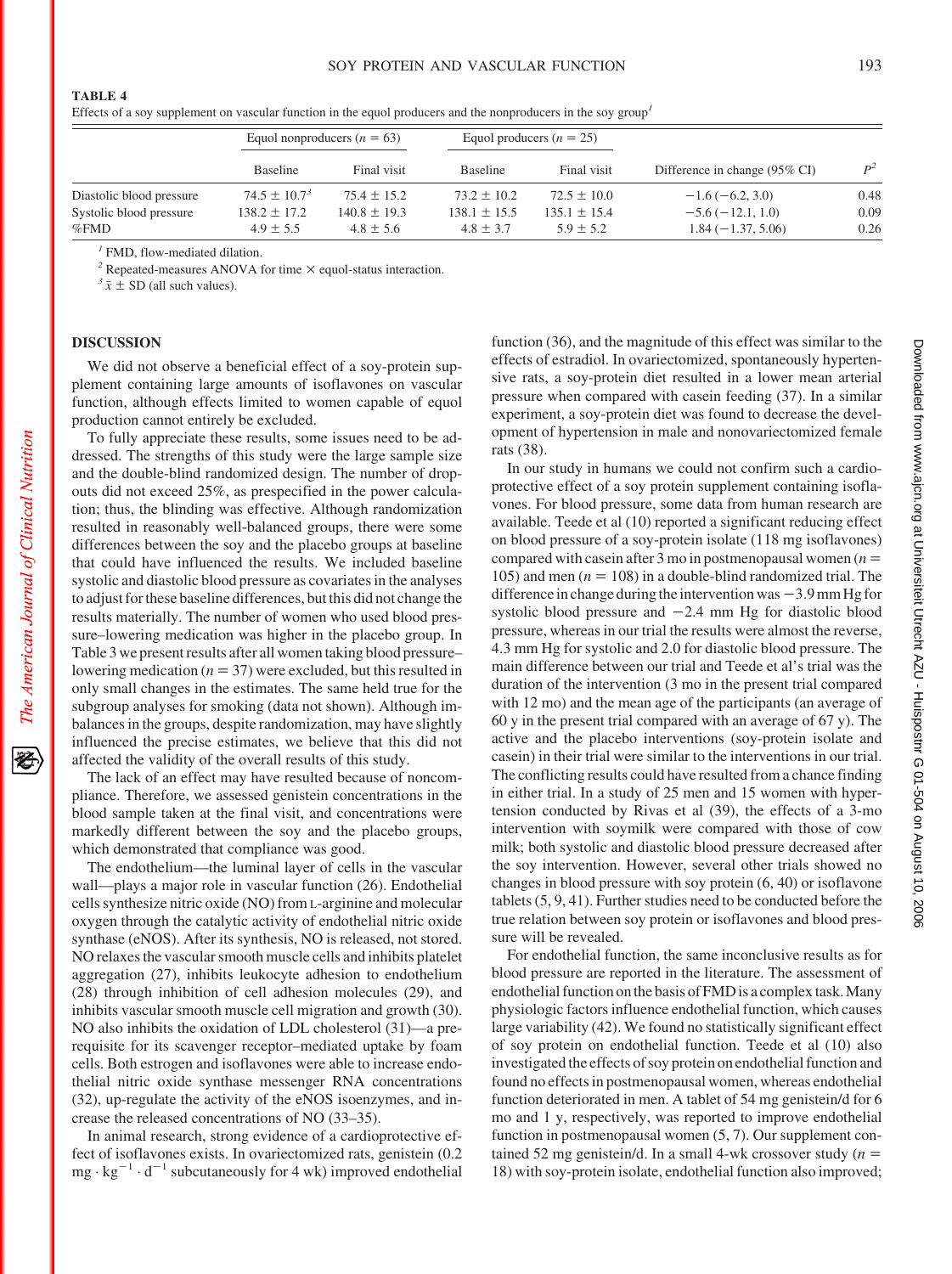**TABLE 4**

Effects of a soy supplement on vascular function in the equol producers and the nonproducers in the soy group[1]

| | Equol nonproducers ($n$ = 63) | | Equol producers ($n$ = 25) | | | |
|---|---|---|---|---|---|---|
| | Baseline | Final visit | Baseline | Final visit | Difference in change (95% CI) | $P$[2] |
| Diastolic blood pressure | 74.5 ± 10.7[3] | 75.4 ± 15.2 | 73.2 ± 10.2 | 72.5 ± 10.0 | −1.6 (−6.2, 3.0) | 0.48 |
| Systolic blood pressure | 138.2 ± 17.2 | 140.8 ± 19.3 | 138.1 ± 15.5 | 135.1 ± 15.4 | −5.6 (−12.1, 1.0) | 0.09 |
| %FMD | 4.9 ± 5.5 | 4.8 ± 5.6 | 4.8 ± 3.7 | 5.9 ± 5.2 | 1.84 (−1.37, 5.06) | 0.26 |

[1] FMD, flow-mediated dilation.

[2] Repeated-measures ANOVA for time × equol-status interaction.

[3] $\bar{x}$ ± SD (all such values).

## DISCUSSION

We did not observe a beneficial effect of a soy-protein supplement containing large amounts of isoflavones on vascular function, although effects limited to women capable of equol production cannot entirely be excluded.

To fully appreciate these results, some issues need to be addressed. The strengths of this study were the large sample size and the double-blind randomized design. The number of dropouts did not exceed 25%, as prespecified in the power calculation; thus, the blinding was effective. Although randomization resulted in reasonably well-balanced groups, there were some differences between the soy and the placebo groups at baseline that could have influenced the results. We included baseline systolic and diastolic blood pressure as covariates in the analyses to adjust for these baseline differences, but this did not change the results materially. The number of women who used blood pressure–lowering medication was higher in the placebo group. In Table 3 we present results after all women taking blood pressure–lowering medication ($n$ = 37) were excluded, but this resulted in only small changes in the estimates. The same held true for the subgroup analyses for smoking (data not shown). Although imbalances in the groups, despite randomization, may have slightly influenced the precise estimates, we believe that this did not affect the validity of the overall results of this study.

The lack of an effect may have resulted because of noncompliance. Therefore, we assessed genistein concentrations in the blood sample taken at the final visit, and concentrations were markedly different between the soy and the placebo groups, which demonstrated that compliance was good.

The endothelium—the luminal layer of cells in the vascular wall—plays a major role in vascular function (26). Endothelial cells synthesize nitric oxide (NO) from L-arginine and molecular oxygen through the catalytic activity of endothelial nitric oxide synthase (eNOS). After its synthesis, NO is released, not stored. NO relaxes the vascular smooth muscle cells and inhibits platelet aggregation (27), inhibits leukocyte adhesion to endothelium (28) through inhibition of cell adhesion molecules (29), and inhibits vascular smooth muscle cell migration and growth (30). NO also inhibits the oxidation of LDL cholesterol (31)—a prerequisite for its scavenger receptor–mediated uptake by foam cells. Both estrogen and isoflavones were able to increase endothelial nitric oxide synthase messenger RNA concentrations (32), up-regulate the activity of the eNOS isoenzymes, and increase the released concentrations of NO (33–35).

In animal research, strong evidence of a cardioprotective effect of isoflavones exists. In ovariectomized rats, genistein (0.2 $mg \cdot kg^{-1} \cdot d^{-1}$ subcutaneously for 4 wk) improved endothelial function (36), and the magnitude of this effect was similar to the effects of estradiol. In ovariectomized, spontaneously hypertensive rats, a soy-protein diet resulted in a lower mean arterial pressure when compared with casein feeding (37). In a similar experiment, a soy-protein diet was found to decrease the development of hypertension in male and nonovariectomized female rats (38).

In our study in humans we could not confirm such a cardioprotective effect of a soy protein supplement containing isoflavones. For blood pressure, some data from human research are available. Teede et al (10) reported a significant reducing effect on blood pressure of a soy-protein isolate (118 mg isoflavones) compared with casein after 3 mo in postmenopausal women ($n$ = 105) and men ($n$ = 108) in a double-blind randomized trial. The difference in change during the intervention was −3.9 mm Hg for systolic blood pressure and −2.4 mm Hg for diastolic blood pressure, whereas in our trial the results were almost the reverse, 4.3 mm Hg for systolic and 2.0 for diastolic blood pressure. The main difference between our trial and Teede et al's trial was the duration of the intervention (3 mo in the present trial compared with 12 mo) and the mean age of the participants (an average of 60 y in the present trial compared with an average of 67 y). The active and the placebo interventions (soy-protein isolate and casein) in their trial were similar to the interventions in our trial. The conflicting results could have resulted from a chance finding in either trial. In a study of 25 men and 15 women with hypertension conducted by Rivas et al (39), the effects of a 3-mo intervention with soymilk were compared with those of cow milk; both systolic and diastolic blood pressure decreased after the soy intervention. However, several other trials showed no changes in blood pressure with soy protein (6, 40) or isoflavone tablets (5, 9, 41). Further studies need to be conducted before the true relation between soy protein or isoflavones and blood pressure will be revealed.

For endothelial function, the same inconclusive results as for blood pressure are reported in the literature. The assessment of endothelial function on the basis of FMD is a complex task. Many physiologic factors influence endothelial function, which causes large variability (42). We found no statistically significant effect of soy protein on endothelial function. Teede et al (10) also investigated the effects of soy protein on endothelial function and found no effects in postmenopausal women, whereas endothelial function deteriorated in men. A tablet of 54 mg genistein/d for 6 mo and 1 y, respectively, was reported to improve endothelial function in postmenopausal women (5, 7). Our supplement contained 52 mg genistein/d. In a small 4-wk crossover study ($n$ = 18) with soy-protein isolate, endothelial function also improved;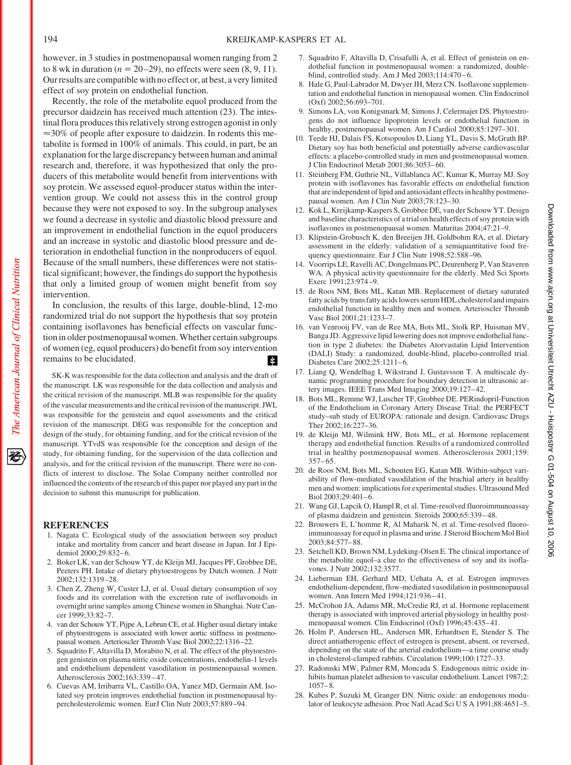however, in 3 studies in postmenopausal women ranging from 2 to 8 wk in duration ($n = 20$–29), no effects were seen (8, 9, 11). Our results are compatible with no effect or, at best, a very limited effect of soy protein on endothelial function.

Recently, the role of the metabolite equol produced from the precursor daidzein has received much attention (23). The intestinal flora produces this relatively strong estrogen agonist in only ≈30% of people after exposure to daidzein. In rodents this metabolite is formed in 100% of animals. This could, in part, be an explanation for the large discrepancy between human and animal research and, therefore, it was hypothesized that only the producers of this metabolite would benefit from interventions with soy protein. We assessed equol-producer status within the intervention group. We could not assess this in the control group because they were not exposed to soy. In the subgroup analyses we found a decrease in systolic and diastolic blood pressure and an improvement in endothelial function in the equol producers and an increase in systolic and diastolic blood pressure and deterioration in endothelial function in the nonproducers of equol. Because of the small numbers, these differences were not statistical significant; however, the findings do support the hypothesis that only a limited group of women might benefit from soy intervention.

In conclusion, the results of this large, double-blind, 12-mo randomized trial do not support the hypothesis that soy protein containing isoflavones has beneficial effects on vascular function in older postmenopausal women. Whether certain subgroups of women (eg, equol producers) do benefit from soy intervention remains to be elucidated.

SK-K was responsible for the data collection and analysis and the draft of the manuscript. LK was responsible for the data collection and analysis and the critical revision of the manuscript. MLB was responsible for the quality of the vascular measurements and the critical revision of the manuscript. JWL was responsible for the genistein and equol assessments and the critical revision of the manuscript. DEG was responsible for the conception and design of the study, for obtaining funding, and for the critical revision of the manuscript. YTvdS was responsible for the conception and design of the study, for obtaining funding, for the supervision of the data collection and analysis, and for the critical revision of the manuscript. There were no conflicts of interest to disclose. The Solae Company neither controlled nor influenced the contents of the research of this paper nor played any part in the decision to submit this manuscript for publication.

## REFERENCES

1. Nagata C. Ecological study of the association between soy product intake and mortality from cancer and heart disease in Japan. Int J Epidemiol 2000;29:832–6.
2. Boker LK, van der Schouw YT, de Kleijn MJ, Jacques PF, Grobbee DE, Peeters PH. Intake of dietary phytoestrogens by Dutch women. J Nutr 2002;132:1319–28.
3. Chen Z, Zheng W, Custer LJ, et al. Usual dietary consumption of soy foods and its correlation with the excretion rate of isoflavonoids in overnight urine samples among Chinese women in Shanghai. Nutr Cancer 1999;33:82–7.
4. van der Schouw YT, Pijpe A, Lebrun CE, et al. Higher usual dietary intake of phytoestrogens is associated with lower aortic stiffness in postmenopausal women. Arterioscler Thromb Vasc Biol 2002;22:1316–22.
5. Squadrito F, Altavilla D, Morabito N, et al. The effect of the phytoestrogen genistein on plasma nitric oxide concentrations, endothelin-1 levels and endothelium dependent vasodilation in postmenopausal women. Atherosclerosis 2002;163:339–47.
6. Cuevas AM, Irribarra VL, Castillo OA, Yanez MD, Germain AM. Isolated soy protein improves endothelial function in postmenopausal hypercholesterolemic women. EurJ Clin Nutr 2003;57:889–94.
7. Squadrito F, Altavilla D, Crisafulli A, et al. Effect of genistein on endothelial function in postmenopausal women: a randomized, double-blind, controlled study. Am J Med 2003;114:470–6.
8. Hale G, Paul-Labrador M, Dwyer JH, Merz CN. Isoflavone supplementation and endothelial function in menopausal women. Clin Endocrinol (Oxf) 2002;56:693–701.
9. Simons LA, von Konigsmark M, Simons J, Celermajer DS. Phytoestrogens do not influence lipoprotein levels or endothelial function in healthy, postmenopausal women. Am J Cardiol 2000;85:1297–301.
10. Teede HJ, Dalais FS, Kotsopoulos D, Liang YL, Davis S, McGrath BP. Dietary soy has both beneficial and potentially adverse cardiovascular effects: a placebo-controlled study in men and postmenopausal women. J Clin Endocrinol Metab 2001;86:3053–60.
11. Steinberg FM, Guthrie NL, Villablanca AC, Kumar K, Murray MJ. Soy protein with isoflavones has favorable effects on endothelial function that are independent of lipid and antioxidant effects in healthy postmenopausal women. Am J Clin Nutr 2003;78:123–30.
12. Kok L, Kreijkamp-Kaspers S, Grobbee DE, van der Schouw YT. Design and baseline characteristics of a trial on health effects of soy protein with isoflavones in postmenopausal women. Maturitas 2004;47:21–9.
13. Klipstein-Grobusch K, den Breeijen JH, Goldbohm RA, et al. Dietary assessment in the elderly: validation of a semiquantitative food frequency questionnaire. Eur J Clin Nutr 1998;52:588–96.
14. Voorrips LE, Ravelli AC, Dongelmans PC, Deurenberg P, Van Staveren WA. A physical activity questionnaire for the elderly. Med Sci Sports Exerc 1991;23:974–9.
15. de Roos NM, Bots ML, Katan MB. Replacement of dietary saturated fatty acids by trans fatty acids lowers serum HDL cholesterol and impairs endothelial function in healthy men and women. Arterioscler Thromb Vasc Biol 2001;21:1233–7.
16. van Venrooij FV, van de Ree MA, Bots ML, Stolk RP, Huisman MV, Banga JD. Aggressive lipid lowering does not improve endothelial function in type 2 diabetes: the Diabetes Atorvastatin Lipid Intervention (DALI) Study: a randomized, double-blind, placebo-controlled trial. Diabetes Care 2002;25:1211–6.
17. Liang Q, Wendelhag I, Wikstrand J, Gustavsson T. A multiscale dynamic programming procedure for boundary detection in ultrasonic artery images. IEEE Trans Med Imaging 2000;19:127–42.
18. Bots ML, Remme WJ, Luscher TF, Grobbee DE. PERindopril-Function of the Endothelium in Coronary Artery Disease Trial: the PERFECT study–sub study of EUROPA: rationale and design. Cardiovasc Drugs Ther 2002;16:227–36.
19. de Kleijn MJ, Wilmink HW, Bots ML, et al. Hormone replacement therapy and endothelial function. Results of a randomized controlled trial in healthy postmenopausal women. Atherosclerosis 2001;159:357–65.
20. de Roos NM, Bots ML, Schouten EG, Katan MB. Within-subject variability of flow-mediated vasodilation of the brachial artery in healthy men and women: implications for experimental studies. Ultrasound Med Biol 2003;29:401–6.
21. Wang GJ, Lapcik O, Hampl R, et al. Time-resolved fluoroimmunoassay of plasma daidzein and genistein. Steroids 2000;65:339–48.
22. Brouwers E, L'homme R, Al Maharik N, et al. Time-resolved fluoroimmunoassay for equol in plasma and urine. J Steroid Biochem Mol Biol 2003;84:577–88.
23. Setchell KD, Brown NM, Lydeking-Olsen E. The clinical importance of the metabolite equol–a clue to the effectiveness of soy and its isoflavones. J Nutr 2002;132:3577.
24. Lieberman EH, Gerhard MD, Uehata A, et al. Estrogen improves endothelium-dependent, flow-mediated vasodilation in postmenopausal women. Ann Intern Med 1994;121:936–41.
25. McCrohon JA, Adams MR, McCredie RJ, et al. Hormone replacement therapy is associated with improved arterial physiology in healthy postmenopausal women. Clin Endocrinol (Oxf) 1996;45:435–41.
26. Holm P, Andersen HL, Andersen MR, Erhardtsen E, Stender S. The direct antiatherogenic effect of estrogen is present, absent, or reversed, depending on the state of the arterial endothelium—a time course study in cholesterol-clamped rabbits. Circulation 1999;100:1727–33.
27. Radomski MW, Palmer RM, Moncada S. Endogenous nitric oxide inhibits human platelet adhesion to vascular endothelium. Lancet 1987;2:1057–8.
28. Kubes P, Suzuki M, Granger DN. Nitric oxide: an endogenous modulator of leukocyte adhesion. Proc Natl Acad Sci U S A 1991;88:4651–5.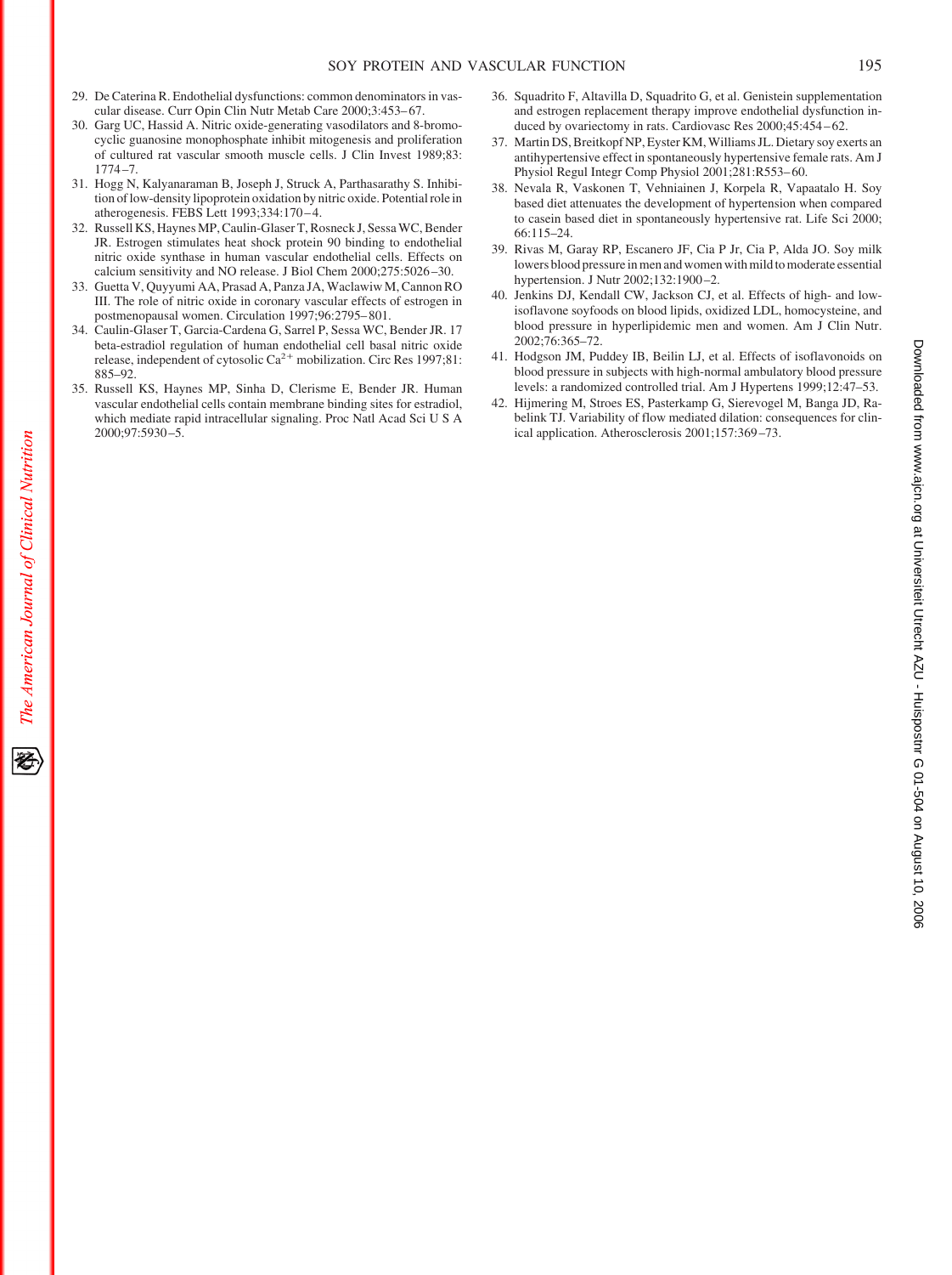29. De Caterina R. Endothelial dysfunctions: common denominators in vascular disease. Curr Opin Clin Nutr Metab Care 2000;3:453–67.
30. Garg UC, Hassid A. Nitric oxide-generating vasodilators and 8-bromo-cyclic guanosine monophosphate inhibit mitogenesis and proliferation of cultured rat vascular smooth muscle cells. J Clin Invest 1989;83: 1774–7.
31. Hogg N, Kalyanaraman B, Joseph J, Struck A, Parthasarathy S. Inhibition of low-density lipoprotein oxidation by nitric oxide. Potential role in atherogenesis. FEBS Lett 1993;334:170–4.
32. Russell KS, Haynes MP, Caulin-Glaser T, Rosneck J, Sessa WC, Bender JR. Estrogen stimulates heat shock protein 90 binding to endothelial nitric oxide synthase in human vascular endothelial cells. Effects on calcium sensitivity and NO release. J Biol Chem 2000;275:5026–30.
33. Guetta V, Quyyumi AA, Prasad A, Panza JA, Waclawiw M, Cannon RO III. The role of nitric oxide in coronary vascular effects of estrogen in postmenopausal women. Circulation 1997;96:2795–801.
34. Caulin-Glaser T, Garcia-Cardena G, Sarrel P, Sessa WC, Bender JR. 17 beta-estradiol regulation of human endothelial cell basal nitric oxide release, independent of cytosolic $Ca^{2+}$ mobilization. Circ Res 1997;81: 885–92.
35. Russell KS, Haynes MP, Sinha D, Clerisme E, Bender JR. Human vascular endothelial cells contain membrane binding sites for estradiol, which mediate rapid intracellular signaling. Proc Natl Acad Sci U S A 2000;97:5930–5.
36. Squadrito F, Altavilla D, Squadrito G, et al. Genistein supplementation and estrogen replacement therapy improve endothelial dysfunction induced by ovariectomy in rats. Cardiovasc Res 2000;45:454–62.
37. Martin DS, Breitkopf NP, Eyster KM, Williams JL. Dietary soy exerts an antihypertensive effect in spontaneously hypertensive female rats. Am J Physiol Regul Integr Comp Physiol 2001;281:R553–60.
38. Nevala R, Vaskonen T, Vehniainen J, Korpela R, Vapaatalo H. Soy based diet attenuates the development of hypertension when compared to casein based diet in spontaneously hypertensive rat. Life Sci 2000; 66:115–24.
39. Rivas M, Garay RP, Escanero JF, Cia P Jr, Cia P, Alda JO. Soy milk lowers blood pressure in men and women with mild to moderate essential hypertension. J Nutr 2002;132:1900–2.
40. Jenkins DJ, Kendall CW, Jackson CJ, et al. Effects of high- and low-isoflavone soyfoods on blood lipids, oxidized LDL, homocysteine, and blood pressure in hyperlipidemic men and women. Am J Clin Nutr. 2002;76:365–72.
41. Hodgson JM, Puddey IB, Beilin LJ, et al. Effects of isoflavonoids on blood pressure in subjects with high-normal ambulatory blood pressure levels: a randomized controlled trial. Am J Hypertens 1999;12:47–53.
42. Hijmering M, Stroes ES, Pasterkamp G, Sierevogel M, Banga JD, Rabelink TJ. Variability of flow mediated dilation: consequences for clinical application. Atherosclerosis 2001;157:369–73.